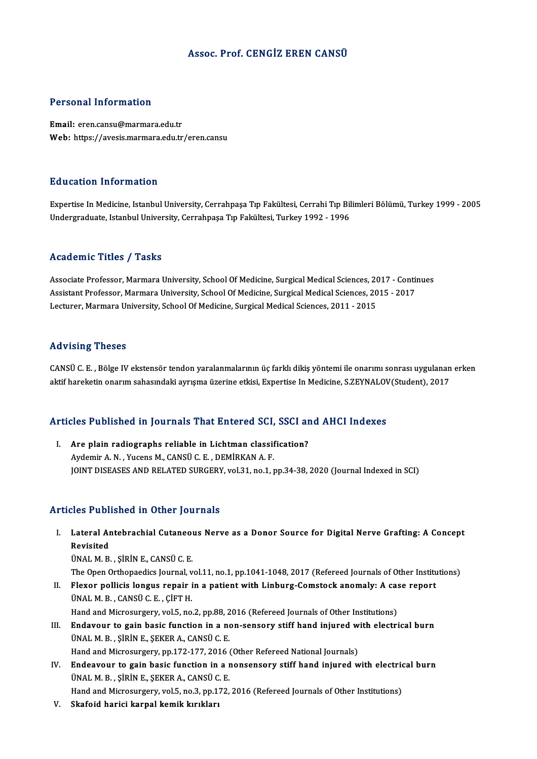# Assoc. Prof. CENGİZ EREN CANSÜ

## Personal Information

**Email:** eren.cansu@marmara.edu.tr
**Web:** https://avesis.marmara.edu.tr/eren.cansu

## Education Information

Expertise In Medicine, Istanbul University, Cerrahpaşa Tıp Fakültesi, Cerrahi Tıp Bilimleri Bölümü, Turkey 1999 - 2005
Undergraduate, Istanbul University, Cerrahpaşa Tıp Fakültesi, Turkey 1992 - 1996

## Academic Titles / Tasks

Associate Professor, Marmara University, School Of Medicine, Surgical Medical Sciences, 2017 - Continues
Assistant Professor, Marmara University, School Of Medicine, Surgical Medical Sciences, 2015 - 2017
Lecturer, Marmara University, School Of Medicine, Surgical Medical Sciences, 2011 - 2015

## Advising Theses

CANSÜ C. E. , Bölge IV ekstensör tendon yaralanmalarının üç farklı dikiş yöntemi ile onarımı sonrası uygulanan erken aktif hareketin onarım sahasındaki ayrışma üzerine etkisi, Expertise In Medicine, S.ZEYNALOV(Student), 2017

## Articles Published in Journals That Entered SCI, SSCI and AHCI Indexes

I. **Are plain radiographs reliable in Lichtman classification?**
Aydemir A. N. , Yucens M., CANSÜ C. E. , DEMİRKAN A. F.
JOINT DISEASES AND RELATED SURGERY, vol.31, no.1, pp.34-38, 2020 (Journal Indexed in SCI)

## Articles Published in Other Journals

I. **Lateral Antebrachial Cutaneous Nerve as a Donor Source for Digital Nerve Grafting: A Concept Revisited**
ÜNAL M. B. , ŞİRİN E., CANSÜ C. E.
The Open Orthopaedics Journal, vol.11, no.1, pp.1041-1048, 2017 (Refereed Journals of Other Institutions)

II. **Flexor pollicis longus repair in a patient with Linburg-Comstock anomaly: A case report**
ÜNAL M. B. , CANSÜ C. E. , ÇİFT H.
Hand and Microsurgery, vol.5, no.2, pp.88, 2016 (Refereed Journals of Other Institutions)

III. **Endavour to gain basic function in a non-sensory stiff hand injured with electrical burn**
ÜNAL M. B. , ŞİRİN E., ŞEKER A., CANSÜ C. E.
Hand and Microsurgery, pp.172-177, 2016 (Other Refereed National Journals)

IV. **Endeavour to gain basic function in a nonsensory stiff hand injured with electrical burn**
ÜNAL M. B. , ŞİRİN E., ŞEKER A., CANSÜ C. E.
Hand and Microsurgery, vol.5, no.3, pp.172, 2016 (Refereed Journals of Other Institutions)

V. **Skafoid harici karpal kemik kırıkları**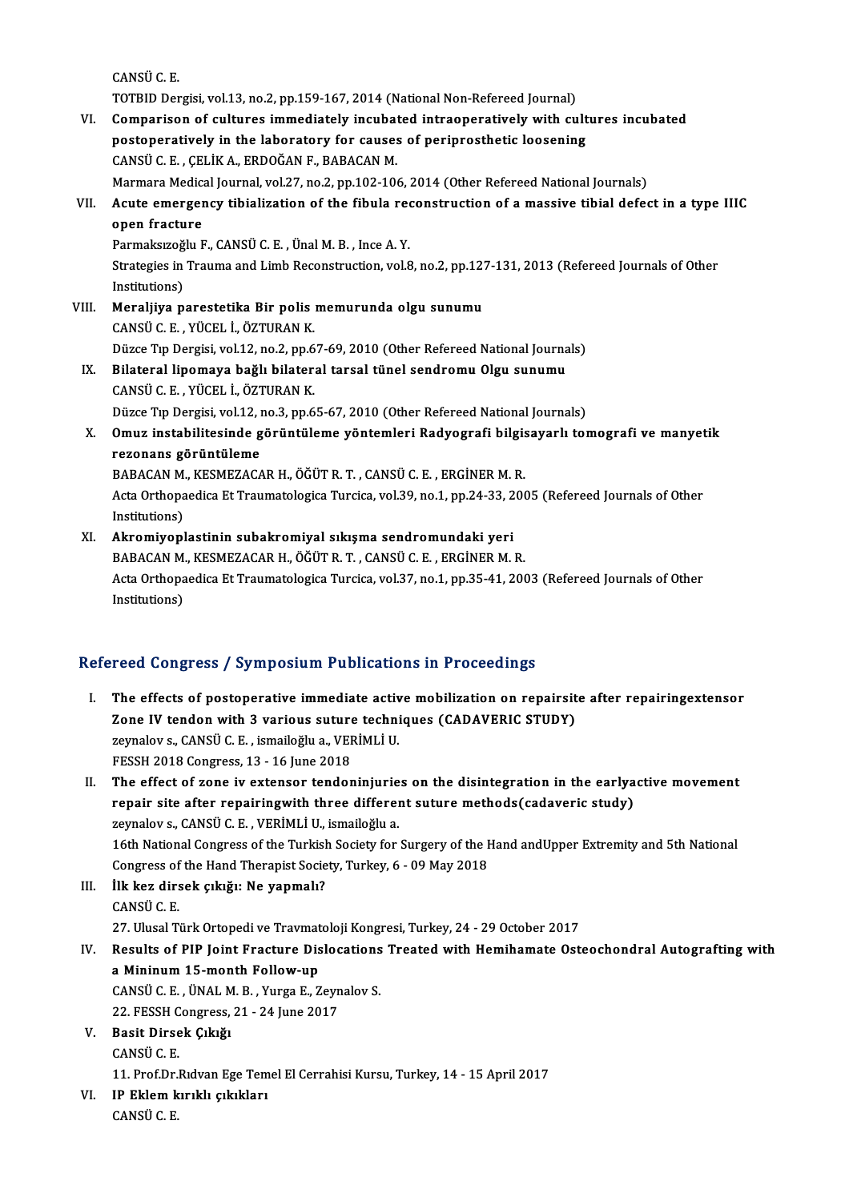CANSÜ C. E.

TOTBID Dergisi, vol.13, no.2, pp.159-167, 2014 (National Non-Refereed Journal)

VI. **Comparison of cultures immediately incubated intraoperatively with cultures incubated postoperatively in the laboratory for causes of periprosthetic loosening**

CANSÜ C. E. , ÇELİK A., ERDOĞAN F., BABACAN M.

Marmara Medical Journal, vol.27, no.2, pp.102-106, 2014 (Other Refereed National Journals)

VII. **Acute emergency tibialization of the fibula reconstruction of a massive tibial defect in a type IIIC open fracture**

Parmaksızoğlu F., CANSÜ C. E. , Ünal M. B. , Ince A. Y.

Strategies in Trauma and Limb Reconstruction, vol.8, no.2, pp.127-131, 2013 (Refereed Journals of Other Institutions)

VIII. **Meraljiya parestetika Bir polis memurunda olgu sunumu**

CANSÜ C. E. , YÜCEL İ., ÖZTURAN K.

Düzce Tıp Dergisi, vol.12, no.2, pp.67-69, 2010 (Other Refereed National Journals)

IX. **Bilateral lipomaya bağlı bilateral tarsal tünel sendromu Olgu sunumu**

CANSÜ C. E. , YÜCEL İ., ÖZTURAN K.

Düzce Tıp Dergisi, vol.12, no.3, pp.65-67, 2010 (Other Refereed National Journals)

X. **Omuz instabilitesinde görüntüleme yöntemleri Radyografi bilgisayarlı tomografi ve manyetik rezonans görüntüleme**

BABACAN M., KESMEZACAR H., ÖĞÜT R. T. , CANSÜ C. E. , ERGİNER M. R.

Acta Orthopaedica Et Traumatologica Turcica, vol.39, no.1, pp.24-33, 2005 (Refereed Journals of Other Institutions)

XI. **Akromiyoplastinin subakromiyal sıkışma sendromundaki yeri**

BABACAN M., KESMEZACAR H., ÖĞÜT R. T. , CANSÜ C. E. , ERGİNER M. R.

Acta Orthopaedica Et Traumatologica Turcica, vol.37, no.1, pp.35-41, 2003 (Refereed Journals of Other Institutions)

## Refereed Congress / Symposium Publications in Proceedings

I. **The effects of postoperative immediate active mobilization on repairsite after repairingextensor Zone IV tendon with 3 various suture techniques (CADAVERIC STUDY)**

zeynalov s., CANSÜ C. E. , ismailoğlu a., VERİMLİ U.

FESSH 2018 Congress, 13 - 16 June 2018

II. **The effect of zone iv extensor tendoninjuries on the disintegration in the earlyactive movement repair site after repairingwith three different suture methods(cadaveric study)**

zeynalov s., CANSÜ C. E. , VERİMLİ U., ismailoğlu a.

16th National Congress of the Turkish Society for Surgery of the Hand andUpper Extremity and 5th National Congress of the Hand Therapist Society, Turkey, 6 - 09 May 2018

III. **İlk kez dirsek çıkığı: Ne yapmalı?**

CANSÜ C. E.

27. Ulusal Türk Ortopedi ve Travmatoloji Kongresi, Turkey, 24 - 29 October 2017

IV. **Results of PIP Joint Fracture Dislocations Treated with Hemihamate Osteochondral Autografting with a Mininum 15-month Follow-up**

CANSÜ C. E. , ÜNAL M. B. , Yurga E., Zeynalov S.

22. FESSH Congress, 21 - 24 June 2017

V. **Basit Dirsek Çıkığı**

CANSÜ C. E.

11. Prof.Dr.Rıdvan Ege Temel El Cerrahisi Kursu, Turkey, 14 - 15 April 2017

VI. **IP Eklem kırıklı çıkıkları**

CANSÜ C. E.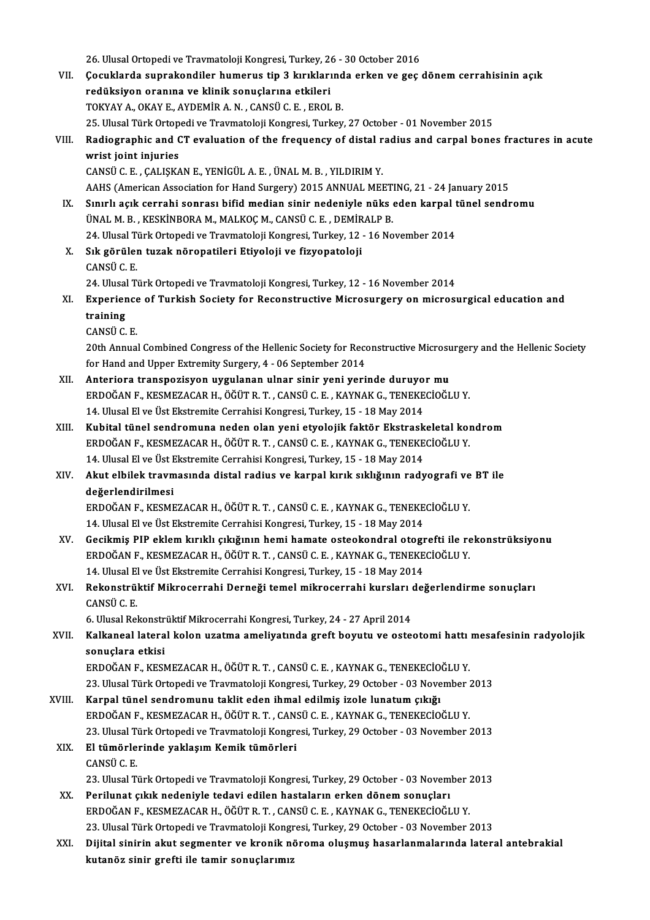26. Ulusal Ortopedi ve Travmatoloji Kongresi, Turkey, 26 - 30 October 2016

VII. **Çocuklarda suprakondiler humerus tip 3 kırıklarında erken ve geç dönem cerrahisinin açık redüksiyon oranına ve klinik sonuçlarına etkileri**
TOKYAY A., OKAY E., AYDEMİR A. N. , CANSÜ C. E. , EROL B.
25. Ulusal Türk Ortopedi ve Travmatoloji Kongresi, Turkey, 27 October - 01 November 2015

VIII. **Radiographic and CT evaluation of the frequency of distal radius and carpal bones fractures in acute wrist joint injuries**
CANSÜ C. E. , ÇALIŞKAN E., YENİGÜL A. E. , ÜNAL M. B. , YILDIRIM Y.
AAHS (American Association for Hand Surgery) 2015 ANNUAL MEETING, 21 - 24 January 2015

IX. **Sınırlı açık cerrahi sonrası bifid median sinir nedeniyle nüks eden karpal tünel sendromu**
ÜNAL M. B. , KESKİNBORA M., MALKOÇ M., CANSÜ C. E. , DEMİRALP B.
24. Ulusal Türk Ortopedi ve Travmatoloji Kongresi, Turkey, 12 - 16 November 2014

X. **Sık görülen tuzak nöropatileri Etiyoloji ve fizyopatoloji**
CANSÜ C. E.
24. Ulusal Türk Ortopedi ve Travmatoloji Kongresi, Turkey, 12 - 16 November 2014

XI. **Experience of Turkish Society for Reconstructive Microsurgery on microsurgical education and training**
CANSÜ C. E.
20th Annual Combined Congress of the Hellenic Society for Reconstructive Microsurgery and the Hellenic Society for Hand and Upper Extremity Surgery, 4 - 06 September 2014

XII. **Anteriora transpozisyon uygulanan ulnar sinir yeni yerinde duruyor mu**
ERDOĞAN F., KESMEZACAR H., ÖĞÜT R. T. , CANSÜ C. E. , KAYNAK G., TENEKECİOĞLU Y.
14. Ulusal El ve Üst Ekstremite Cerrahisi Kongresi, Turkey, 15 - 18 May 2014

XIII. **Kubital tünel sendromuna neden olan yeni etyolojik faktör Ekstraskeletal kondrom**
ERDOĞAN F., KESMEZACAR H., ÖĞÜT R. T. , CANSÜ C. E. , KAYNAK G., TENEKECİOĞLU Y.
14. Ulusal El ve Üst Ekstremite Cerrahisi Kongresi, Turkey, 15 - 18 May 2014

XIV. **Akut elbilek travmasında distal radius ve karpal kırık sıklığının radyografi ve BT ile değerlendirilmesi**
ERDOĞAN F., KESMEZACAR H., ÖĞÜT R. T. , CANSÜ C. E. , KAYNAK G., TENEKECİOĞLU Y.
14. Ulusal El ve Üst Ekstremite Cerrahisi Kongresi, Turkey, 15 - 18 May 2014

XV. **Gecikmiş PIP eklem kırıklı çıkığının hemi hamate osteokondral otogrefti ile rekonstrüksiyonu**
ERDOĞAN F., KESMEZACAR H., ÖĞÜT R. T. , CANSÜ C. E. , KAYNAK G., TENEKECİOĞLU Y.
14. Ulusal El ve Üst Ekstremite Cerrahisi Kongresi, Turkey, 15 - 18 May 2014

XVI. **Rekonstrüktif Mikrocerrahi Derneği temel mikrocerrahi kursları değerlendirme sonuçları**
CANSÜ C. E.
6. Ulusal Rekonstrüktif Mikrocerrahi Kongresi, Turkey, 24 - 27 April 2014

XVII. **Kalkaneal lateral kolon uzatma ameliyatında greft boyutu ve osteotomi hattı mesafesinin radyolojik sonuçlara etkisi**
ERDOĞAN F., KESMEZACAR H., ÖĞÜT R. T. , CANSÜ C. E. , KAYNAK G., TENEKECİOĞLU Y.
23. Ulusal Türk Ortopedi ve Travmatoloji Kongresi, Turkey, 29 October - 03 November 2013

XVIII. **Karpal tünel sendromunu taklit eden ihmal edilmiş izole lunatum çıkığı**
ERDOĞAN F., KESMEZACAR H., ÖĞÜT R. T. , CANSÜ C. E. , KAYNAK G., TENEKECİOĞLU Y.
23. Ulusal Türk Ortopedi ve Travmatoloji Kongresi, Turkey, 29 October - 03 November 2013

XIX. **El tümörlerinde yaklaşım Kemik tümörleri**
CANSÜ C. E.
23. Ulusal Türk Ortopedi ve Travmatoloji Kongresi, Turkey, 29 October - 03 November 2013

XX. **Perilunat çıkık nedeniyle tedavi edilen hastaların erken dönem sonuçları**
ERDOĞAN F., KESMEZACAR H., ÖĞÜT R. T. , CANSÜ C. E. , KAYNAK G., TENEKECİOĞLU Y.
23. Ulusal Türk Ortopedi ve Travmatoloji Kongresi, Turkey, 29 October - 03 November 2013

XXI. **Dijital sinirin akut segmenter ve kronik nöroma oluşmuş hasarlanmalarında lateral antebrakial kutanöz sinir grefti ile tamir sonuçlarımız**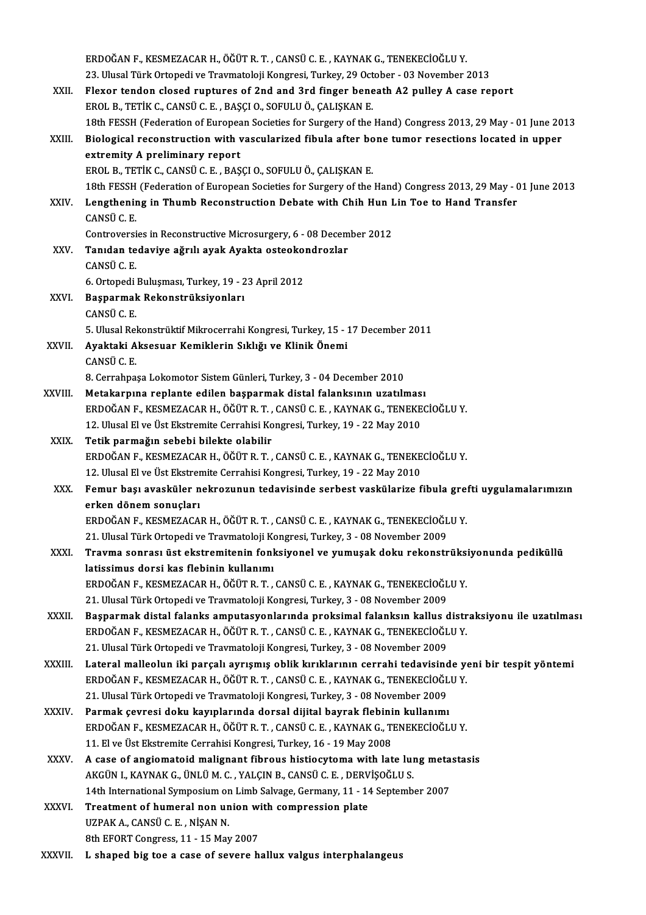ERDOĞAN F., KESMEZACAR H., ÖĞÜT R. T. , CANSÜ C. E. , KAYNAK G., TENEKECİOĞLU Y.
23. Ulusal Türk Ortopedi ve Travmatoloji Kongresi, Turkey, 29 October - 03 November 2013

XXII. **Flexor tendon closed ruptures of 2nd and 3rd finger beneath A2 pulley A case report**
EROL B., TETİK C., CANSÜ C. E. , BAŞÇI O., SOFULU Ö., ÇALIŞKAN E.
18th FESSH (Federation of European Societies for Surgery of the Hand) Congress 2013, 29 May - 01 June 2013

XXIII. **Biological reconstruction with vascularized fibula after bone tumor resections located in upper extremity A preliminary report**
EROL B., TETİK C., CANSÜ C. E. , BAŞÇI O., SOFULU Ö., ÇALIŞKAN E.
18th FESSH (Federation of European Societies for Surgery of the Hand) Congress 2013, 29 May - 01 June 2013

XXIV. **Lengthening in Thumb Reconstruction Debate with Chih Hun Lin Toe to Hand Transfer**
CANSÜ C. E.
Controversies in Reconstructive Microsurgery, 6 - 08 December 2012

XXV. **Tanıdan tedaviye ağrılı ayak Ayakta osteokondrozlar**
CANSÜ C. E.
6. Ortopedi Buluşması, Turkey, 19 - 23 April 2012

XXVI. **Başparmak Rekonstrüksiyonları**
CANSÜ C. E.
5. Ulusal Rekonstrüktif Mikrocerrahi Kongresi, Turkey, 15 - 17 December 2011

XXVII. **Ayaktaki Aksesuar Kemiklerin Sıklığı ve Klinik Önemi**
CANSÜ C. E.
8. Cerrahpaşa Lokomotor Sistem Günleri, Turkey, 3 - 04 December 2010

XXVIII. **Metakarpına replante edilen başparmak distal falanksının uzatılması**
ERDOĞAN F., KESMEZACAR H., ÖĞÜT R. T. , CANSÜ C. E. , KAYNAK G., TENEKECİOĞLU Y.
12. Ulusal El ve Üst Ekstremite Cerrahisi Kongresi, Turkey, 19 - 22 May 2010

XXIX. **Tetik parmağın sebebi bilekte olabilir**
ERDOĞAN F., KESMEZACAR H., ÖĞÜT R. T. , CANSÜ C. E. , KAYNAK G., TENEKECİOĞLU Y.
12. Ulusal El ve Üst Ekstremite Cerrahisi Kongresi, Turkey, 19 - 22 May 2010

XXX. **Femur başı avasküler nekrozunun tedavisinde serbest vaskülarize fibula grefti uygulamalarımızın erken dönem sonuçları**
ERDOĞAN F., KESMEZACAR H., ÖĞÜT R. T. , CANSÜ C. E. , KAYNAK G., TENEKECİOĞLU Y.
21. Ulusal Türk Ortopedi ve Travmatoloji Kongresi, Turkey, 3 - 08 November 2009

XXXI. **Travma sonrası üst ekstremitenin fonksiyonel ve yumuşak doku rekonstrüksiyonunda pediküllü latissimus dorsi kas flebinin kullanımı**
ERDOĞAN F., KESMEZACAR H., ÖĞÜT R. T. , CANSÜ C. E. , KAYNAK G., TENEKECİOĞLU Y.
21. Ulusal Türk Ortopedi ve Travmatoloji Kongresi, Turkey, 3 - 08 November 2009

XXXII. **Başparmak distal falanks amputasyonlarında proksimal falanksın kallus distraksiyonu ile uzatılması**
ERDOĞAN F., KESMEZACAR H., ÖĞÜT R. T. , CANSÜ C. E. , KAYNAK G., TENEKECİOĞLU Y.
21. Ulusal Türk Ortopedi ve Travmatoloji Kongresi, Turkey, 3 - 08 November 2009

XXXIII. **Lateral malleolun iki parçalı ayrışmış oblik kırıklarının cerrahi tedavisinde yeni bir tespit yöntemi**
ERDOĞAN F., KESMEZACAR H., ÖĞÜT R. T. , CANSÜ C. E. , KAYNAK G., TENEKECİOĞLU Y.
21. Ulusal Türk Ortopedi ve Travmatoloji Kongresi, Turkey, 3 - 08 November 2009

XXXIV. **Parmak çevresi doku kayıplarında dorsal dijital bayrak flebinin kullanımı**
ERDOĞAN F., KESMEZACAR H., ÖĞÜT R. T. , CANSÜ C. E. , KAYNAK G., TENEKECİOĞLU Y.
11. El ve Üst Ekstremite Cerrahisi Kongresi, Turkey, 16 - 19 May 2008

XXXV. **A case of angiomatoid malignant fibrous histiocytoma with late lung metastasis**
AKGÜN I., KAYNAK G., ÜNLÜ M. C. , YALÇIN B., CANSÜ C. E. , DERVİŞOĞLU S.
14th International Symposium on Limb Salvage, Germany, 11 - 14 September 2007

XXXVI. **Treatment of humeral non union with compression plate**
UZPAK A., CANSÜ C. E. , NİŞAN N.
8th EFORT Congress, 11 - 15 May 2007

XXXVII. **L shaped big toe a case of severe hallux valgus interphalangeus**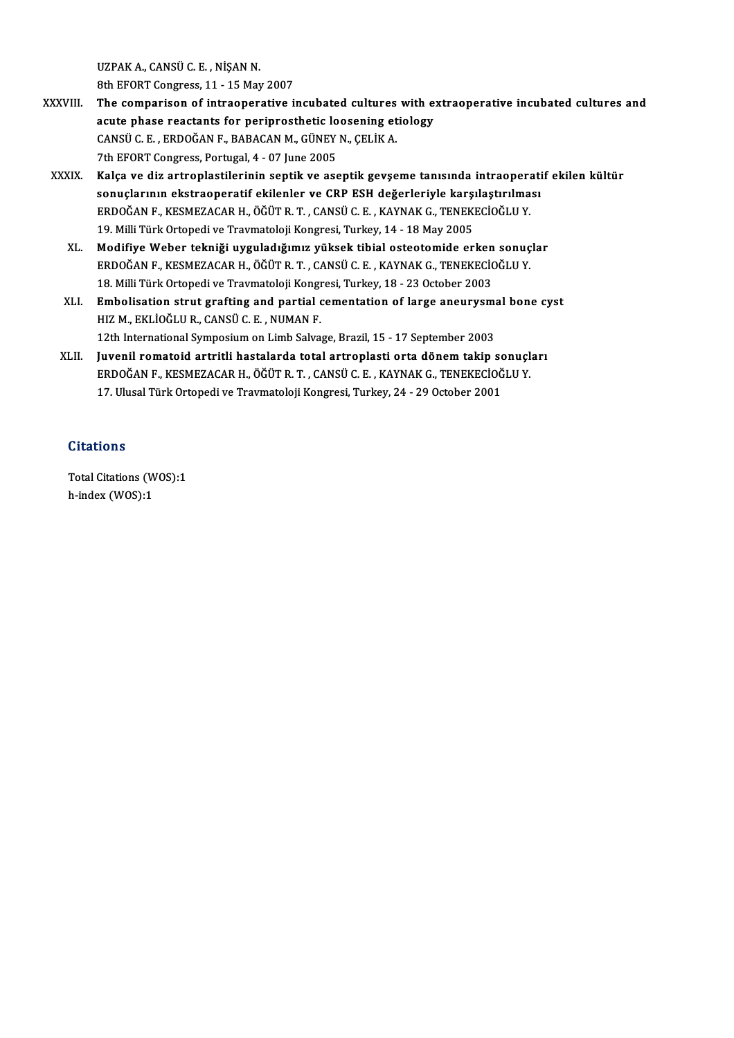UZPAK A., CANSÜ C. E. , NİŞAN N.
8th EFORT Congress, 11 - 15 May 2007

XXXVIII. **The comparison of intraoperative incubated cultures with extraoperative incubated cultures and acute phase reactants for periprosthetic loosening etiology**
CANSÜ C. E. , ERDOĞAN F., BABACAN M., GÜNEY N., ÇELİK A.
7th EFORT Congress, Portugal, 4 - 07 June 2005

XXXIX. **Kalça ve diz artroplastilerinin septik ve aseptik gevşeme tanısında intraoperatif ekilen kültür sonuçlarının ekstraoperatif ekilenler ve CRP ESH değerleriyle karşılaştırılması**
ERDOĞAN F., KESMEZACAR H., ÖĞÜT R. T. , CANSÜ C. E. , KAYNAK G., TENEKECİOĞLU Y.
19. Milli Türk Ortopedi ve Travmatoloji Kongresi, Turkey, 14 - 18 May 2005

XL. **Modifiye Weber tekniği uyguladığımız yüksek tibial osteotomide erken sonuçlar**
ERDOĞAN F., KESMEZACAR H., ÖĞÜT R. T. , CANSÜ C. E. , KAYNAK G., TENEKECİOĞLU Y.
18. Milli Türk Ortopedi ve Travmatoloji Kongresi, Turkey, 18 - 23 October 2003

XLI. **Embolisation strut grafting and partial cementation of large aneurysmal bone cyst**
HIZ M., EKLİOĞLU R., CANSÜ C. E. , NUMAN F.
12th International Symposium on Limb Salvage, Brazil, 15 - 17 September 2003

XLII. **Juvenil romatoid artritli hastalarda total artroplasti orta dönem takip sonuçları**
ERDOĞAN F., KESMEZACAR H., ÖĞÜT R. T. , CANSÜ C. E. , KAYNAK G., TENEKECİOĞLU Y.
17. Ulusal Türk Ortopedi ve Travmatoloji Kongresi, Turkey, 24 - 29 October 2001

## Citations

Total Citations (WOS):1
h-index (WOS):1